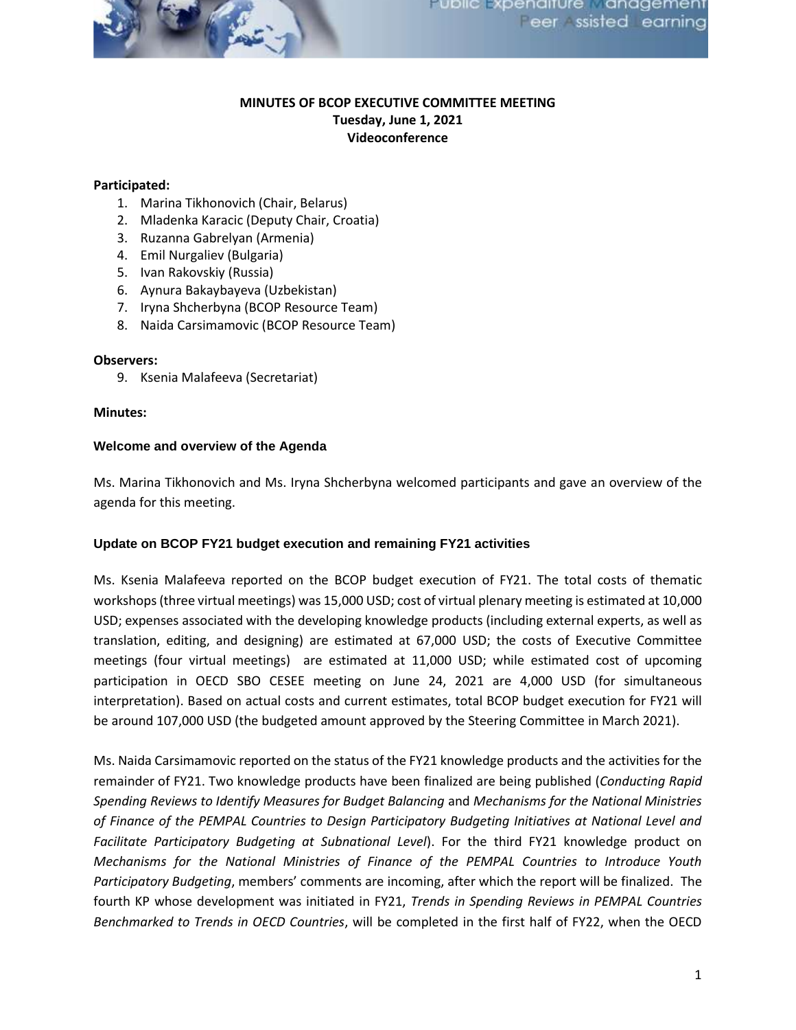**MINUTES OF BCOP EXECUTIVE COMMITTEE MEETING**
**Tuesday, June 1, 2021**
**Videoconference**

**Participated:**

1. Marina Tikhonovich (Chair, Belarus)
2. Mladenka Karacic (Deputy Chair, Croatia)
3. Ruzanna Gabrelyan (Armenia)
4. Emil Nurgaliev (Bulgaria)
5. Ivan Rakovskiy (Russia)
6. Aynura Bakaybayeva (Uzbekistan)
7. Iryna Shcherbyna (BCOP Resource Team)
8. Naida Carsimamovic (BCOP Resource Team)

**Observers:**

9. Ksenia Malafeeva (Secretariat)

**Minutes:**

### Welcome and overview of the Agenda

Ms. Marina Tikhonovich and Ms. Iryna Shcherbyna welcomed participants and gave an overview of the agenda for this meeting.

### Update on BCOP FY21 budget execution and remaining FY21 activities

Ms. Ksenia Malafeeva reported on the BCOP budget execution of FY21. The total costs of thematic workshops (three virtual meetings) was 15,000 USD; cost of virtual plenary meeting is estimated at 10,000 USD; expenses associated with the developing knowledge products (including external experts, as well as translation, editing, and designing) are estimated at 67,000 USD; the costs of Executive Committee meetings (four virtual meetings) are estimated at 11,000 USD; while estimated cost of upcoming participation in OECD SBO CESEE meeting on June 24, 2021 are 4,000 USD (for simultaneous interpretation). Based on actual costs and current estimates, total BCOP budget execution for FY21 will be around 107,000 USD (the budgeted amount approved by the Steering Committee in March 2021).

Ms. Naida Carsimamovic reported on the status of the FY21 knowledge products and the activities for the remainder of FY21. Two knowledge products have been finalized are being published (*Conducting Rapid Spending Reviews to Identify Measures for Budget Balancing* and *Mechanisms for the National Ministries of Finance of the PEMPAL Countries to Design Participatory Budgeting Initiatives at National Level and Facilitate Participatory Budgeting at Subnational Level*). For the third FY21 knowledge product on *Mechanisms for the National Ministries of Finance of the PEMPAL Countries to Introduce Youth Participatory Budgeting*, members' comments are incoming, after which the report will be finalized. The fourth KP whose development was initiated in FY21, *Trends in Spending Reviews in PEMPAL Countries Benchmarked to Trends in OECD Countries*, will be completed in the first half of FY22, when the OECD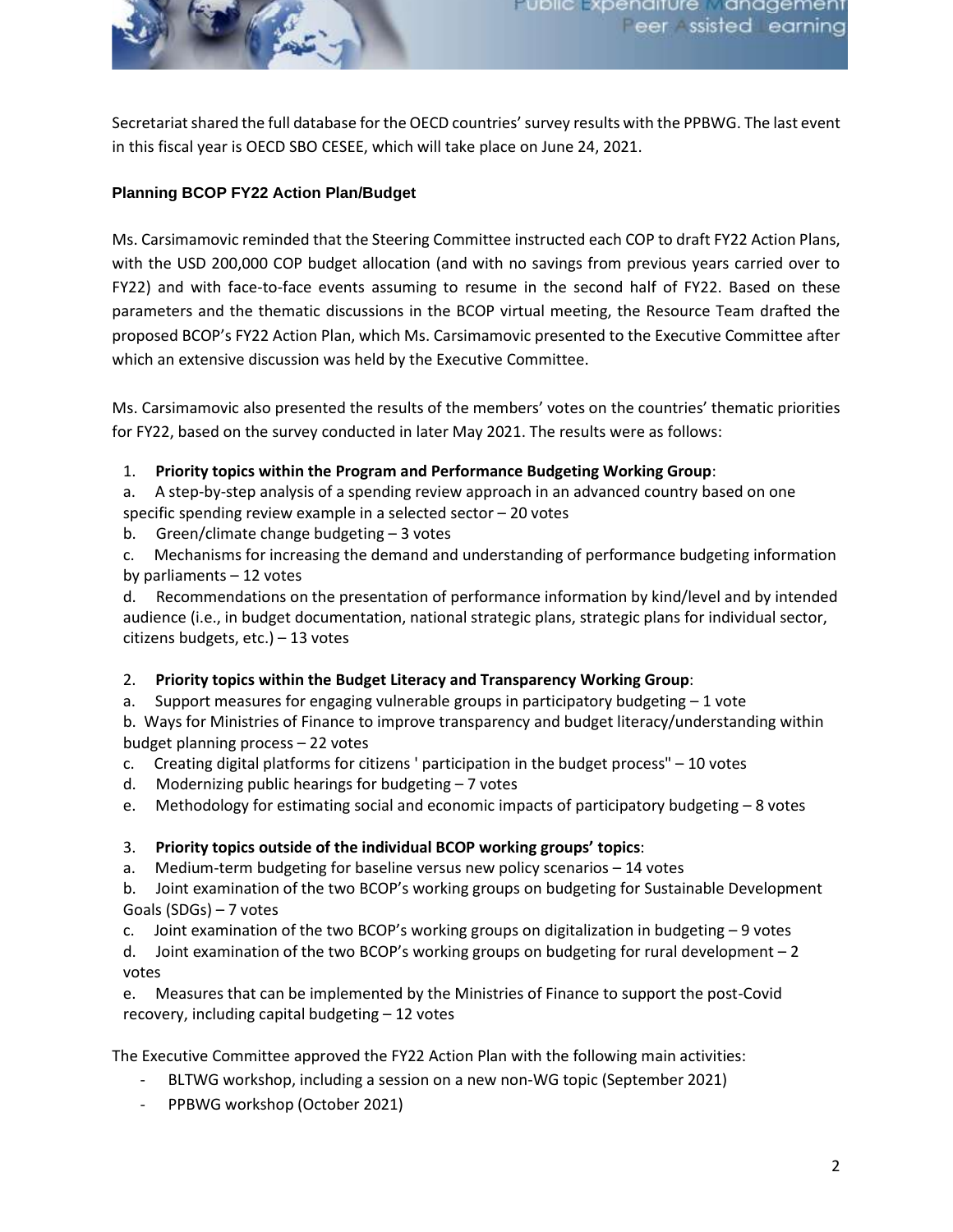Secretariat shared the full database for the OECD countries' survey results with the PPBWG. The last event in this fiscal year is OECD SBO CESEE, which will take place on June 24, 2021.

### Planning BCOP FY22 Action Plan/Budget

Ms. Carsimamovic reminded that the Steering Committee instructed each COP to draft FY22 Action Plans, with the USD 200,000 COP budget allocation (and with no savings from previous years carried over to FY22) and with face-to-face events assuming to resume in the second half of FY22. Based on these parameters and the thematic discussions in the BCOP virtual meeting, the Resource Team drafted the proposed BCOP's FY22 Action Plan, which Ms. Carsimamovic presented to the Executive Committee after which an extensive discussion was held by the Executive Committee.

Ms. Carsimamovic also presented the results of the members' votes on the countries' thematic priorities for FY22, based on the survey conducted in later May 2021. The results were as follows:

1. **Priority topics within the Program and Performance Budgeting Working Group**:
   a. A step-by-step analysis of a spending review approach in an advanced country based on one specific spending review example in a selected sector – 20 votes
   b. Green/climate change budgeting – 3 votes
   c. Mechanisms for increasing the demand and understanding of performance budgeting information by parliaments – 12 votes
   d. Recommendations on the presentation of performance information by kind/level and by intended audience (i.e., in budget documentation, national strategic plans, strategic plans for individual sector, citizens budgets, etc.) – 13 votes

2. **Priority topics within the Budget Literacy and Transparency Working Group**:
   a. Support measures for engaging vulnerable groups in participatory budgeting – 1 vote
   b. Ways for Ministries of Finance to improve transparency and budget literacy/understanding within budget planning process – 22 votes
   c. Creating digital platforms for citizens ' participation in the budget process" – 10 votes
   d. Modernizing public hearings for budgeting – 7 votes
   e. Methodology for estimating social and economic impacts of participatory budgeting – 8 votes

3. **Priority topics outside of the individual BCOP working groups' topics**:
   a. Medium-term budgeting for baseline versus new policy scenarios – 14 votes
   b. Joint examination of the two BCOP's working groups on budgeting for Sustainable Development Goals (SDGs) – 7 votes
   c. Joint examination of the two BCOP's working groups on digitalization in budgeting – 9 votes
   d. Joint examination of the two BCOP's working groups on budgeting for rural development – 2 votes
   e. Measures that can be implemented by the Ministries of Finance to support the post-Covid recovery, including capital budgeting – 12 votes

The Executive Committee approved the FY22 Action Plan with the following main activities:

- BLTWG workshop, including a session on a new non-WG topic (September 2021)
- PPBWG workshop (October 2021)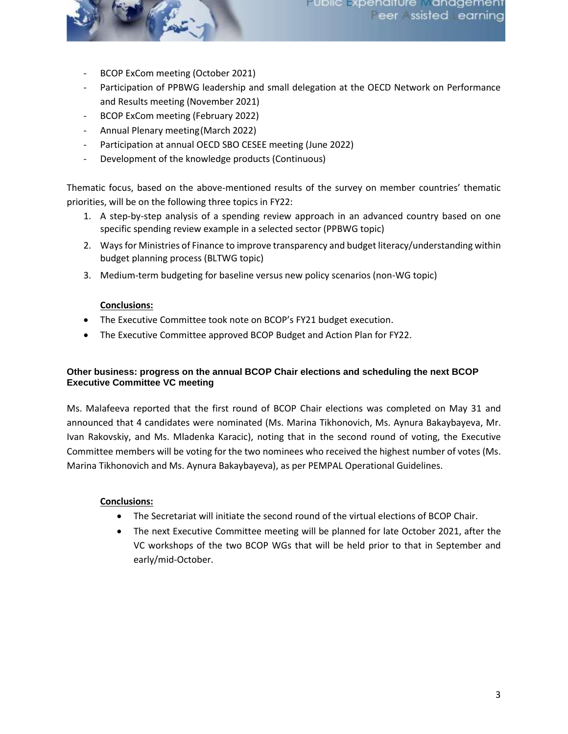- BCOP ExCom meeting (October 2021)
- Participation of PPBWG leadership and small delegation at the OECD Network on Performance and Results meeting (November 2021)
- BCOP ExCom meeting (February 2022)
- Annual Plenary meeting (March 2022)
- Participation at annual OECD SBO CESEE meeting (June 2022)
- Development of the knowledge products (Continuous)

Thematic focus, based on the above-mentioned results of the survey on member countries' thematic priorities, will be on the following three topics in FY22:

1. A step-by-step analysis of a spending review approach in an advanced country based on one specific spending review example in a selected sector (PPBWG topic)
2. Ways for Ministries of Finance to improve transparency and budget literacy/understanding within budget planning process (BLTWG topic)
3. Medium-term budgeting for baseline versus new policy scenarios (non-WG topic)

**Conclusions:**

- The Executive Committee took note on BCOP's FY21 budget execution.
- The Executive Committee approved BCOP Budget and Action Plan for FY22.

### Other business: progress on the annual BCOP Chair elections and scheduling the next BCOP Executive Committee VC meeting

Ms. Malafeeva reported that the first round of BCOP Chair elections was completed on May 31 and announced that 4 candidates were nominated (Ms. Marina Tikhonovich, Ms. Aynura Bakaybayeva, Mr. Ivan Rakovskiy, and Ms. Mladenka Karacic), noting that in the second round of voting, the Executive Committee members will be voting for the two nominees who received the highest number of votes (Ms. Marina Tikhonovich and Ms. Aynura Bakaybayeva), as per PEMPAL Operational Guidelines.

**Conclusions:**

- The Secretariat will initiate the second round of the virtual elections of BCOP Chair.
- The next Executive Committee meeting will be planned for late October 2021, after the VC workshops of the two BCOP WGs that will be held prior to that in September and early/mid-October.